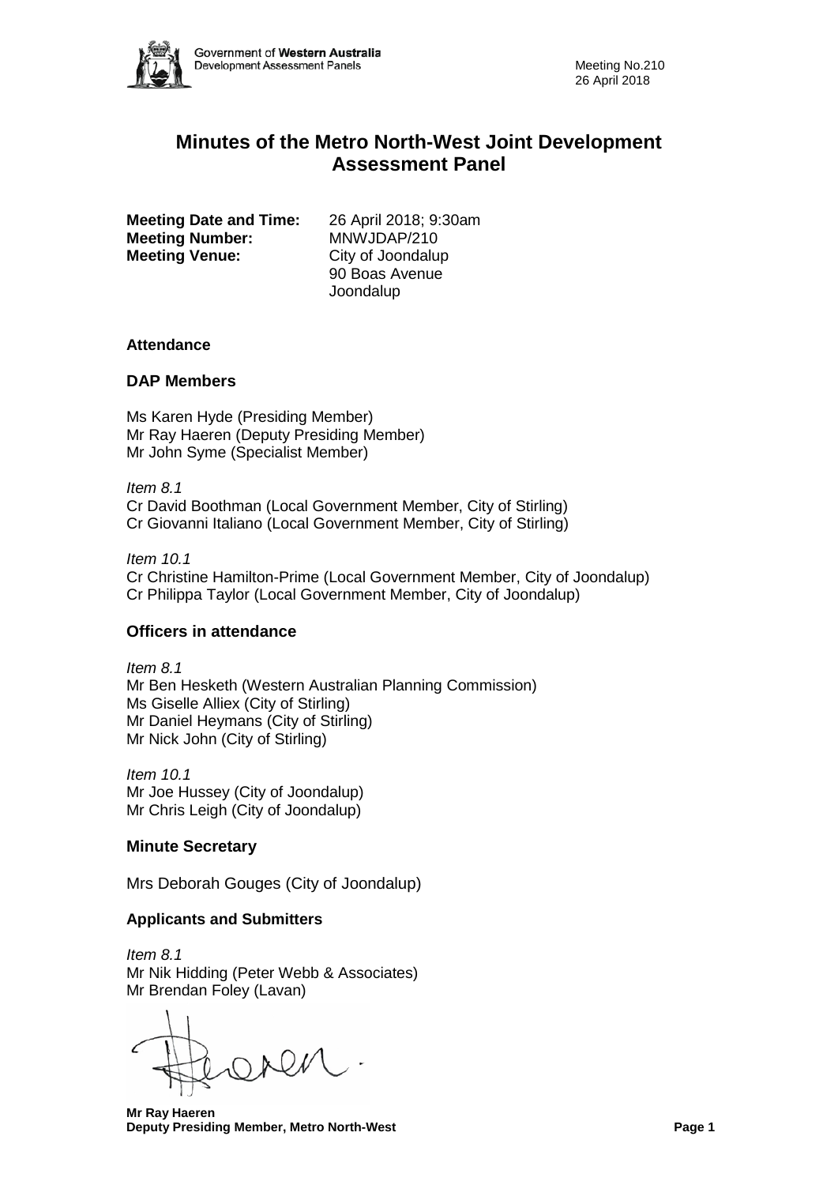# Minutes of the Metro North-West Joint Development Assessment Panel

**Meeting Date and Time:** 26 April 2018; 9:30am
**Meeting Number:** MNWJDAP/210
**Meeting Venue:** City of Joondalup
90 Boas Avenue
Joondalup

### Attendance

## DAP Members

Ms Karen Hyde (Presiding Member)
Mr Ray Haeren (Deputy Presiding Member)
Mr John Syme (Specialist Member)

*Item 8.1*
Cr David Boothman (Local Government Member, City of Stirling)
Cr Giovanni Italiano (Local Government Member, City of Stirling)

*Item 10.1*
Cr Christine Hamilton-Prime (Local Government Member, City of Joondalup)
Cr Philippa Taylor (Local Government Member, City of Joondalup)

## Officers in attendance

*Item 8.1*
Mr Ben Hesketh (Western Australian Planning Commission)
Ms Giselle Alliex (City of Stirling)
Mr Daniel Heymans (City of Stirling)
Mr Nick John (City of Stirling)

*Item 10.1*
Mr Joe Hussey (City of Joondalup)
Mr Chris Leigh (City of Joondalup)

## Minute Secretary

Mrs Deborah Gouges (City of Joondalup)

### Applicants and Submitters

*Item 8.1*
Mr Nik Hidding (Peter Webb & Associates)
Mr Brendan Foley (Lavan)

**Mr Ray Haeren**
**Deputy Presiding Member, Metro North-West**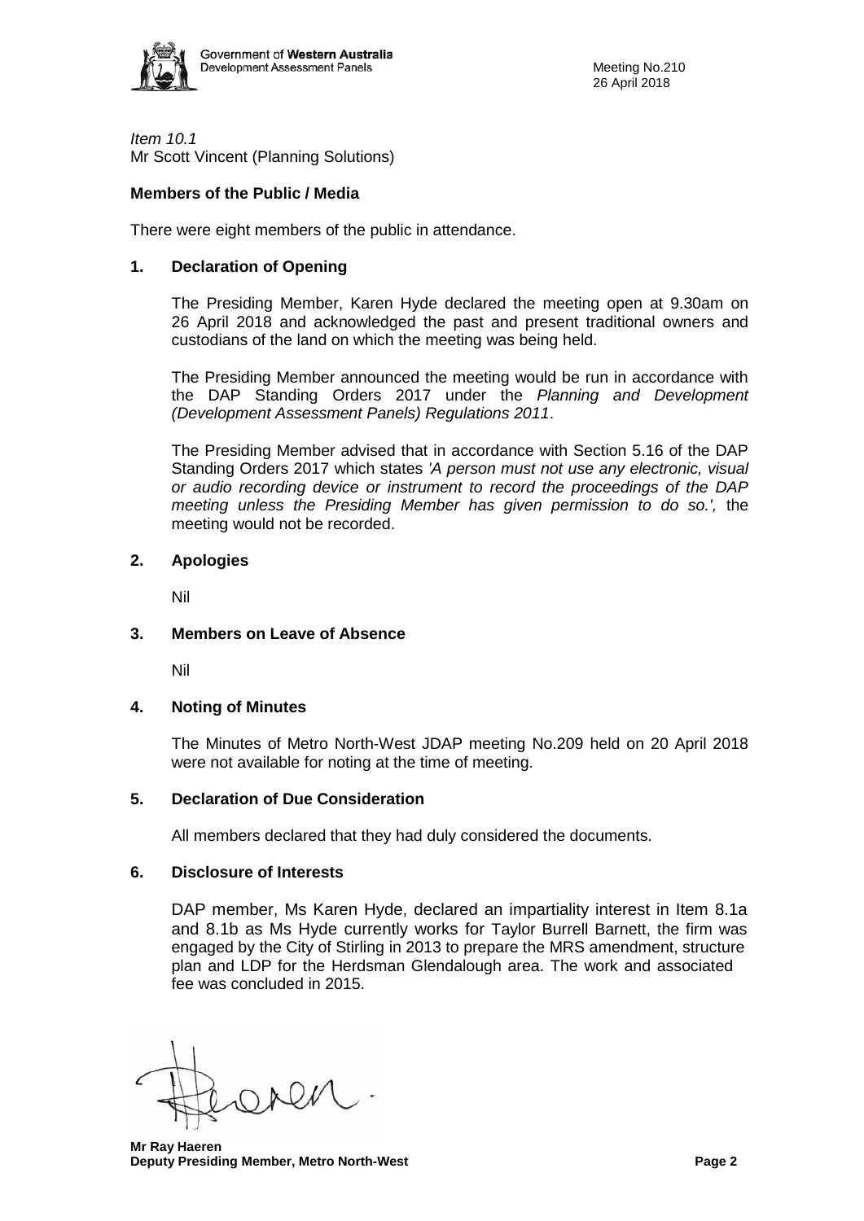*Item 10.1*
Mr Scott Vincent (Planning Solutions)

**Members of the Public / Media**

There were eight members of the public in attendance.

**1. Declaration of Opening**

The Presiding Member, Karen Hyde declared the meeting open at 9.30am on 26 April 2018 and acknowledged the past and present traditional owners and custodians of the land on which the meeting was being held.

The Presiding Member announced the meeting would be run in accordance with the DAP Standing Orders 2017 under the *Planning and Development (Development Assessment Panels) Regulations 2011*.

The Presiding Member advised that in accordance with Section 5.16 of the DAP Standing Orders 2017 which states *'A person must not use any electronic, visual or audio recording device or instrument to record the proceedings of the DAP meeting unless the Presiding Member has given permission to do so.',* the meeting would not be recorded.

**2. Apologies**

Nil

**3. Members on Leave of Absence**

Nil

**4. Noting of Minutes**

The Minutes of Metro North-West JDAP meeting No.209 held on 20 April 2018 were not available for noting at the time of meeting.

**5. Declaration of Due Consideration**

All members declared that they had duly considered the documents.

**6. Disclosure of Interests**

DAP member, Ms Karen Hyde, declared an impartiality interest in Item 8.1a and 8.1b as Ms Hyde currently works for Taylor Burrell Barnett, the firm was engaged by the City of Stirling in 2013 to prepare the MRS amendment, structure plan and LDP for the Herdsman Glendalough area. The work and associated fee was concluded in 2015.

**Mr Ray Haeren**
**Deputy Presiding Member, Metro North-West**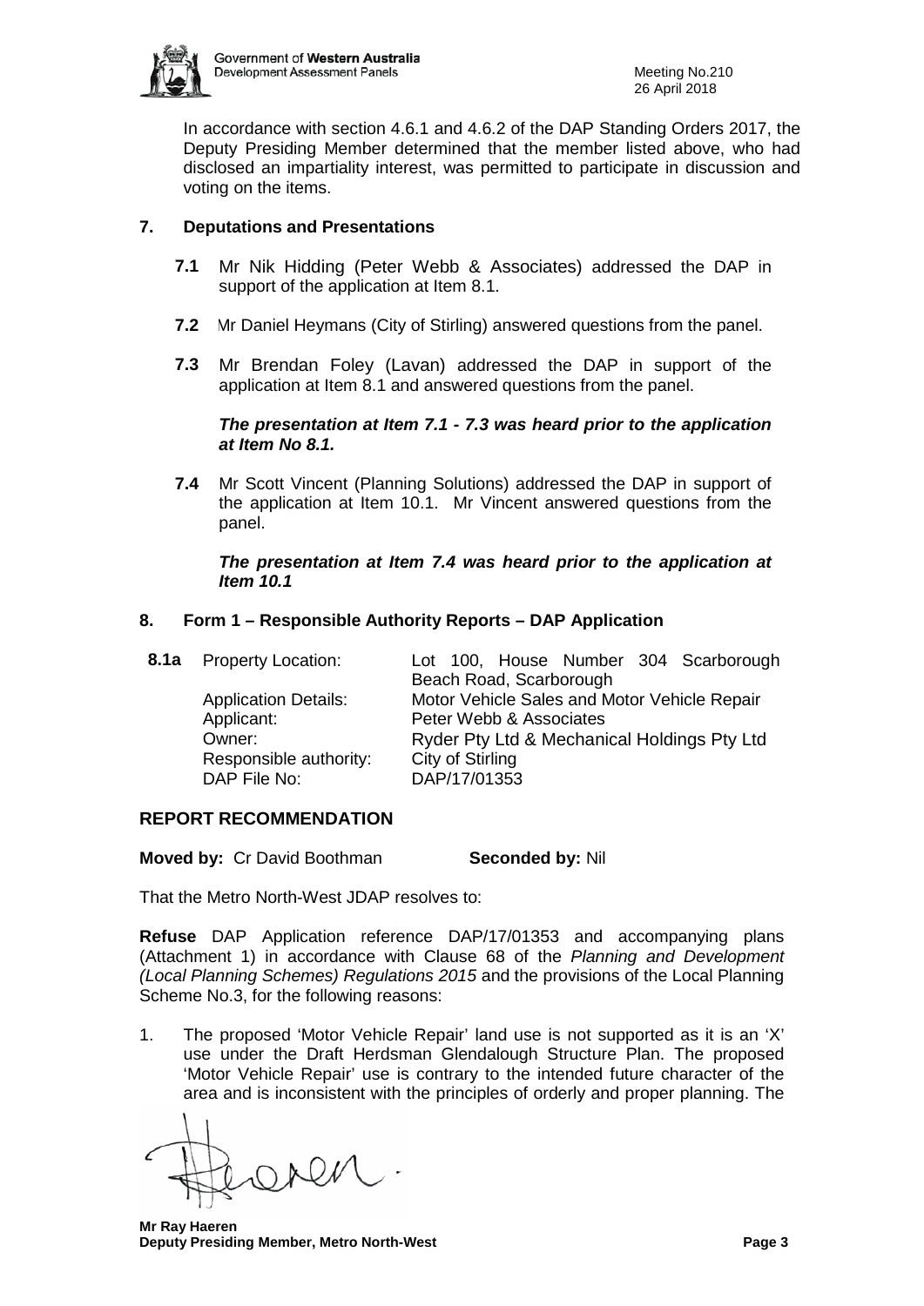In accordance with section 4.6.1 and 4.6.2 of the DAP Standing Orders 2017, the Deputy Presiding Member determined that the member listed above, who had disclosed an impartiality interest, was permitted to participate in discussion and voting on the items.

## 7. Deputations and Presentations

**7.1** Mr Nik Hidding (Peter Webb & Associates) addressed the DAP in support of the application at Item 8.1.

**7.2** Mr Daniel Heymans (City of Stirling) answered questions from the panel.

**7.3** Mr Brendan Foley (Lavan) addressed the DAP in support of the application at Item 8.1 and answered questions from the panel.

***The presentation at Item 7.1 - 7.3 was heard prior to the application at Item No 8.1.***

**7.4** Mr Scott Vincent (Planning Solutions) addressed the DAP in support of the application at Item 10.1. Mr Vincent answered questions from the panel.

***The presentation at Item 7.4 was heard prior to the application at Item 10.1***

## 8. Form 1 – Responsible Authority Reports – DAP Application

| **8.1a** | Property Location: | Lot 100, House Number 304 Scarborough Beach Road, Scarborough |
|---|---|---|
| | Application Details: | Motor Vehicle Sales and Motor Vehicle Repair |
| | Applicant: | Peter Webb & Associates |
| | Owner: | Ryder Pty Ltd & Mechanical Holdings Pty Ltd |
| | Responsible authority: | City of Stirling |
| | DAP File No: | DAP/17/01353 |

### REPORT RECOMMENDATION

**Moved by:** Cr David Boothman **Seconded by:** Nil

That the Metro North-West JDAP resolves to:

**Refuse** DAP Application reference DAP/17/01353 and accompanying plans (Attachment 1) in accordance with Clause 68 of the *Planning and Development (Local Planning Schemes) Regulations 2015* and the provisions of the Local Planning Scheme No.3, for the following reasons:

1. The proposed 'Motor Vehicle Repair' land use is not supported as it is an 'X' use under the Draft Herdsman Glendalough Structure Plan. The proposed 'Motor Vehicle Repair' use is contrary to the intended future character of the area and is inconsistent with the principles of orderly and proper planning. The

**Mr Ray Haeren**
**Deputy Presiding Member, Metro North-West**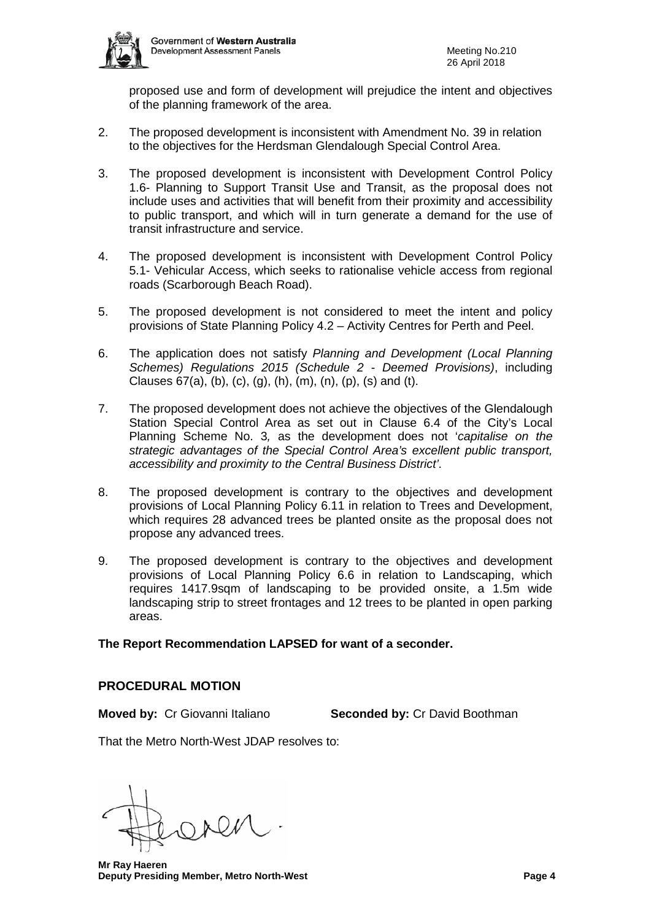proposed use and form of development will prejudice the intent and objectives of the planning framework of the area.

2. The proposed development is inconsistent with Amendment No. 39 in relation to the objectives for the Herdsman Glendalough Special Control Area.

3. The proposed development is inconsistent with Development Control Policy 1.6- Planning to Support Transit Use and Transit, as the proposal does not include uses and activities that will benefit from their proximity and accessibility to public transport, and which will in turn generate a demand for the use of transit infrastructure and service.

4. The proposed development is inconsistent with Development Control Policy 5.1- Vehicular Access, which seeks to rationalise vehicle access from regional roads (Scarborough Beach Road).

5. The proposed development is not considered to meet the intent and policy provisions of State Planning Policy 4.2 – Activity Centres for Perth and Peel.

6. The application does not satisfy *Planning and Development (Local Planning Schemes) Regulations 2015 (Schedule 2 - Deemed Provisions)*, including Clauses 67(a), (b), (c), (g), (h), (m), (n), (p), (s) and (t).

7. The proposed development does not achieve the objectives of the Glendalough Station Special Control Area as set out in Clause 6.4 of the City's Local Planning Scheme No. 3*,* as the development does not '*capitalise on the strategic advantages of the Special Control Area's excellent public transport, accessibility and proximity to the Central Business District'*.

8. The proposed development is contrary to the objectives and development provisions of Local Planning Policy 6.11 in relation to Trees and Development, which requires 28 advanced trees be planted onsite as the proposal does not propose any advanced trees.

9. The proposed development is contrary to the objectives and development provisions of Local Planning Policy 6.6 in relation to Landscaping, which requires 1417.9sqm of landscaping to be provided onsite, a 1.5m wide landscaping strip to street frontages and 12 trees to be planted in open parking areas.

**The Report Recommendation LAPSED for want of a seconder.**

## PROCEDURAL MOTION

**Moved by:** Cr Giovanni Italiano **Seconded by:** Cr David Boothman

That the Metro North-West JDAP resolves to:

**Mr Ray Haeren**
**Deputy Presiding Member, Metro North-West**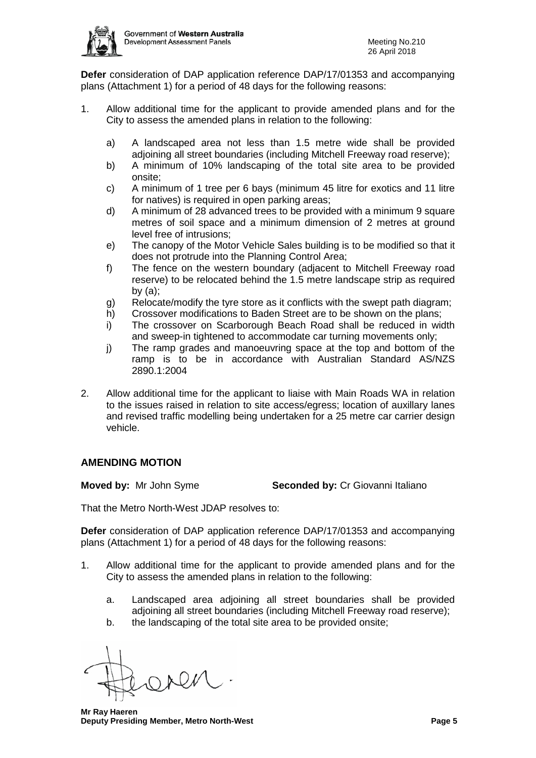**Defer** consideration of DAP application reference DAP/17/01353 and accompanying plans (Attachment 1) for a period of 48 days for the following reasons:

1. Allow additional time for the applicant to provide amended plans and for the City to assess the amended plans in relation to the following:

    a) A landscaped area not less than 1.5 metre wide shall be provided adjoining all street boundaries (including Mitchell Freeway road reserve);
    b) A minimum of 10% landscaping of the total site area to be provided onsite;
    c) A minimum of 1 tree per 6 bays (minimum 45 litre for exotics and 11 litre for natives) is required in open parking areas;
    d) A minimum of 28 advanced trees to be provided with a minimum 9 square metres of soil space and a minimum dimension of 2 metres at ground level free of intrusions;
    e) The canopy of the Motor Vehicle Sales building is to be modified so that it does not protrude into the Planning Control Area;
    f) The fence on the western boundary (adjacent to Mitchell Freeway road reserve) to be relocated behind the 1.5 metre landscape strip as required by (a);
    g) Relocate/modify the tyre store as it conflicts with the swept path diagram;
    h) Crossover modifications to Baden Street are to be shown on the plans;
    i) The crossover on Scarborough Beach Road shall be reduced in width and sweep-in tightened to accommodate car turning movements only;
    j) The ramp grades and manoeuvring space at the top and bottom of the ramp is to be in accordance with Australian Standard AS/NZS 2890.1:2004

2. Allow additional time for the applicant to liaise with Main Roads WA in relation to the issues raised in relation to site access/egress; location of auxillary lanes and revised traffic modelling being undertaken for a 25 metre car carrier design vehicle.

## AMENDING MOTION

**Moved by:** Mr John Syme **Seconded by:** Cr Giovanni Italiano

That the Metro North-West JDAP resolves to:

**Defer** consideration of DAP application reference DAP/17/01353 and accompanying plans (Attachment 1) for a period of 48 days for the following reasons:

1. Allow additional time for the applicant to provide amended plans and for the City to assess the amended plans in relation to the following:

    a. Landscaped area adjoining all street boundaries shall be provided adjoining all street boundaries (including Mitchell Freeway road reserve);
    b. the landscaping of the total site area to be provided onsite;

**Mr Ray Haeren**
**Deputy Presiding Member, Metro North-West**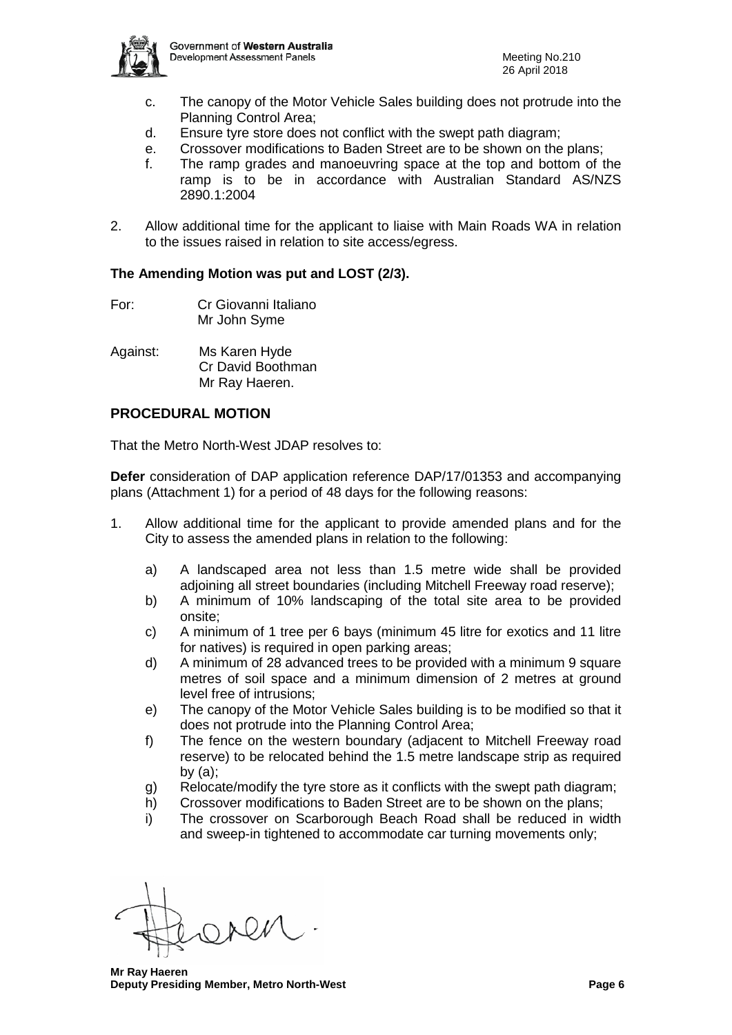c. The canopy of the Motor Vehicle Sales building does not protrude into the Planning Control Area;
d. Ensure tyre store does not conflict with the swept path diagram;
e. Crossover modifications to Baden Street are to be shown on the plans;
f. The ramp grades and manoeuvring space at the top and bottom of the ramp is to be in accordance with Australian Standard AS/NZS 2890.1:2004

2. Allow additional time for the applicant to liaise with Main Roads WA in relation to the issues raised in relation to site access/egress.

**The Amending Motion was put and LOST (2/3).**

For: Cr Giovanni Italiano
Mr John Syme

Against: Ms Karen Hyde
Cr David Boothman
Mr Ray Haeren.

## PROCEDURAL MOTION

That the Metro North-West JDAP resolves to:

**Defer** consideration of DAP application reference DAP/17/01353 and accompanying plans (Attachment 1) for a period of 48 days for the following reasons:

1. Allow additional time for the applicant to provide amended plans and for the City to assess the amended plans in relation to the following:

   a) A landscaped area not less than 1.5 metre wide shall be provided adjoining all street boundaries (including Mitchell Freeway road reserve);
   b) A minimum of 10% landscaping of the total site area to be provided onsite;
   c) A minimum of 1 tree per 6 bays (minimum 45 litre for exotics and 11 litre for natives) is required in open parking areas;
   d) A minimum of 28 advanced trees to be provided with a minimum 9 square metres of soil space and a minimum dimension of 2 metres at ground level free of intrusions;
   e) The canopy of the Motor Vehicle Sales building is to be modified so that it does not protrude into the Planning Control Area;
   f) The fence on the western boundary (adjacent to Mitchell Freeway road reserve) to be relocated behind the 1.5 metre landscape strip as required by (a);
   g) Relocate/modify the tyre store as it conflicts with the swept path diagram;
   h) Crossover modifications to Baden Street are to be shown on the plans;
   i) The crossover on Scarborough Beach Road shall be reduced in width and sweep-in tightened to accommodate car turning movements only;

**Mr Ray Haeren**
**Deputy Presiding Member, Metro North-West**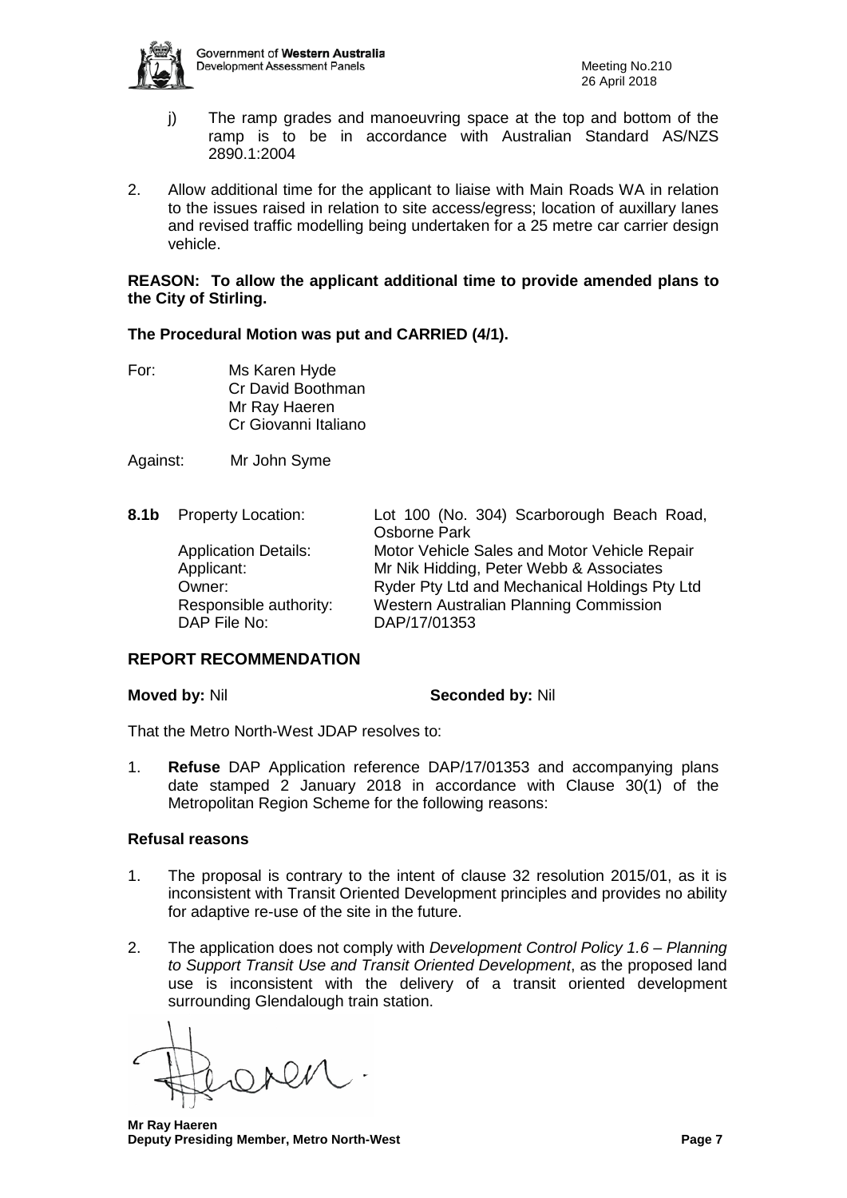j) The ramp grades and manoeuvring space at the top and bottom of the ramp is to be in accordance with Australian Standard AS/NZS 2890.1:2004

2. Allow additional time for the applicant to liaise with Main Roads WA in relation to the issues raised in relation to site access/egress; location of auxillary lanes and revised traffic modelling being undertaken for a 25 metre car carrier design vehicle.

**REASON: To allow the applicant additional time to provide amended plans to the City of Stirling.**

**The Procedural Motion was put and CARRIED (4/1).**

For: Ms Karen Hyde
Cr David Boothman
Mr Ray Haeren
Cr Giovanni Italiano

Against: Mr John Syme

**8.1b** Property Location: Lot 100 (No. 304) Scarborough Beach Road, Osborne Park
Application Details: Motor Vehicle Sales and Motor Vehicle Repair
Applicant: Mr Nik Hidding, Peter Webb & Associates
Owner: Ryder Pty Ltd and Mechanical Holdings Pty Ltd
Responsible authority: Western Australian Planning Commission
DAP File No: DAP/17/01353

## REPORT RECOMMENDATION

**Moved by:** Nil **Seconded by:** Nil

That the Metro North-West JDAP resolves to:

1. **Refuse** DAP Application reference DAP/17/01353 and accompanying plans date stamped 2 January 2018 in accordance with Clause 30(1) of the Metropolitan Region Scheme for the following reasons:

### Refusal reasons

1. The proposal is contrary to the intent of clause 32 resolution 2015/01, as it is inconsistent with Transit Oriented Development principles and provides no ability for adaptive re-use of the site in the future.

2. The application does not comply with *Development Control Policy 1.6 – Planning to Support Transit Use and Transit Oriented Development*, as the proposed land use is inconsistent with the delivery of a transit oriented development surrounding Glendalough train station.

**Mr Ray Haeren**
**Deputy Presiding Member, Metro North-West**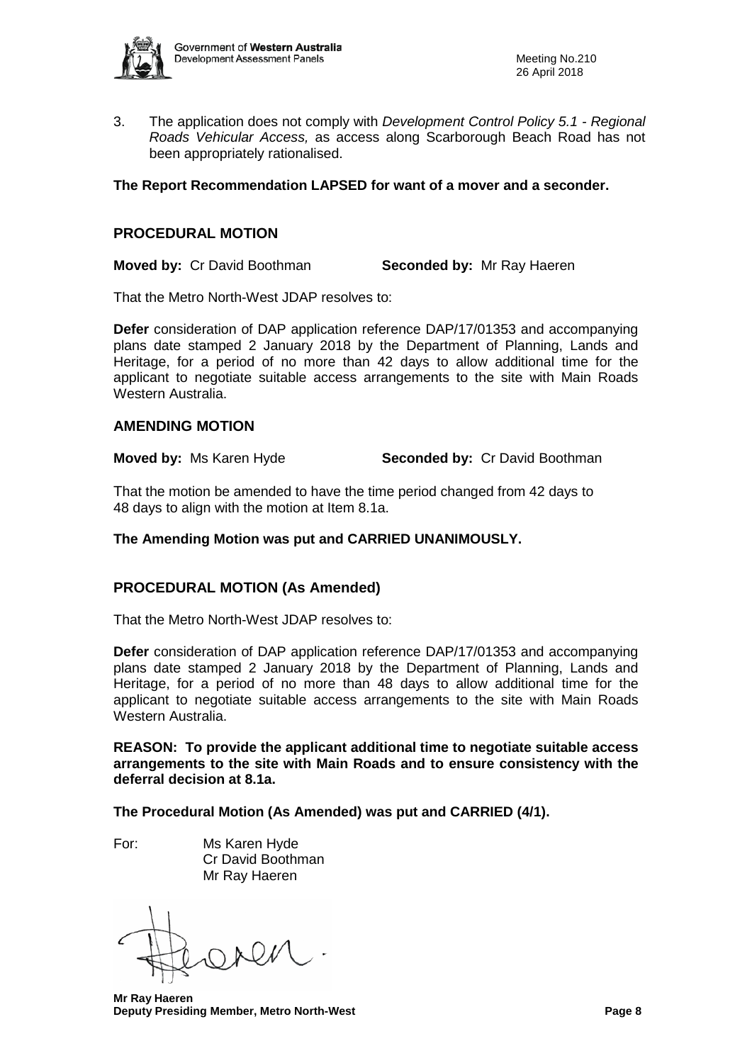3. The application does not comply with *Development Control Policy 5.1 - Regional Roads Vehicular Access,* as access along Scarborough Beach Road has not been appropriately rationalised.

**The Report Recommendation LAPSED for want of a mover and a seconder.**

## PROCEDURAL MOTION

**Moved by:** Cr David Boothman **Seconded by:** Mr Ray Haeren

That the Metro North-West JDAP resolves to:

**Defer** consideration of DAP application reference DAP/17/01353 and accompanying plans date stamped 2 January 2018 by the Department of Planning, Lands and Heritage, for a period of no more than 42 days to allow additional time for the applicant to negotiate suitable access arrangements to the site with Main Roads Western Australia.

## AMENDING MOTION

**Moved by:** Ms Karen Hyde **Seconded by:** Cr David Boothman

That the motion be amended to have the time period changed from 42 days to 48 days to align with the motion at Item 8.1a.

**The Amending Motion was put and CARRIED UNANIMOUSLY.**

## PROCEDURAL MOTION (As Amended)

That the Metro North-West JDAP resolves to:

**Defer** consideration of DAP application reference DAP/17/01353 and accompanying plans date stamped 2 January 2018 by the Department of Planning, Lands and Heritage, for a period of no more than 48 days to allow additional time for the applicant to negotiate suitable access arrangements to the site with Main Roads Western Australia.

**REASON: To provide the applicant additional time to negotiate suitable access arrangements to the site with Main Roads and to ensure consistency with the deferral decision at 8.1a.**

**The Procedural Motion (As Amended) was put and CARRIED (4/1).**

For: Ms Karen Hyde
Cr David Boothman
Mr Ray Haeren

**Mr Ray Haeren**
**Deputy Presiding Member, Metro North-West**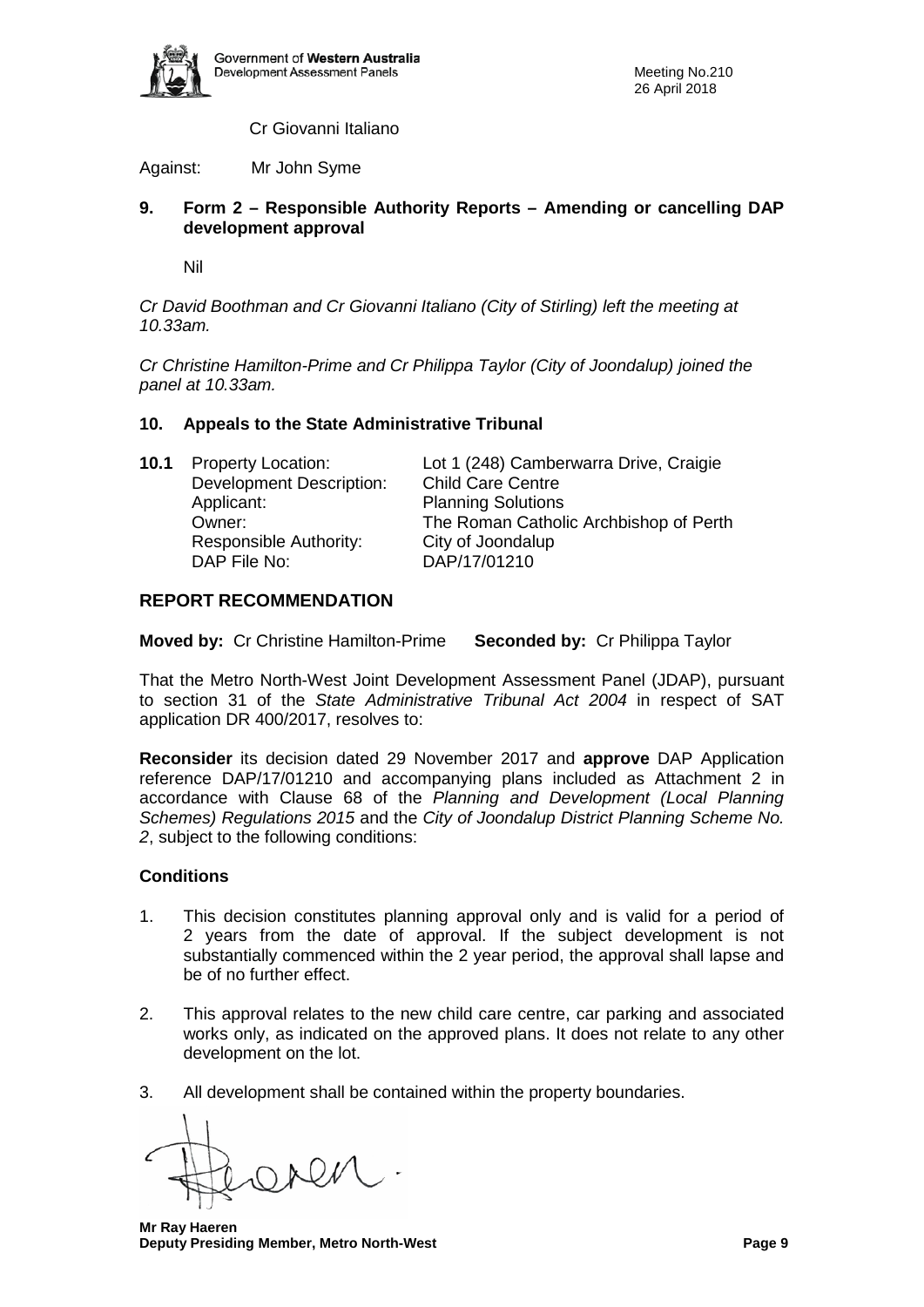Cr Giovanni Italiano

Against: Mr John Syme

## 9. Form 2 – Responsible Authority Reports – Amending or cancelling DAP development approval

Nil

*Cr David Boothman and Cr Giovanni Italiano (City of Stirling) left the meeting at 10.33am.*

*Cr Christine Hamilton-Prime and Cr Philippa Taylor (City of Joondalup) joined the panel at 10.33am.*

## 10. Appeals to the State Administrative Tribunal

**10.1** Property Location: Lot 1 (248) Camberwarra Drive, Craigie
Development Description: Child Care Centre
Applicant: Planning Solutions
Owner: The Roman Catholic Archbishop of Perth
Responsible Authority: City of Joondalup
DAP File No: DAP/17/01210

### REPORT RECOMMENDATION

**Moved by:** Cr Christine Hamilton-Prime **Seconded by:** Cr Philippa Taylor

That the Metro North-West Joint Development Assessment Panel (JDAP), pursuant to section 31 of the *State Administrative Tribunal Act 2004* in respect of SAT application DR 400/2017, resolves to:

**Reconsider** its decision dated 29 November 2017 and **approve** DAP Application reference DAP/17/01210 and accompanying plans included as Attachment 2 in accordance with Clause 68 of the *Planning and Development (Local Planning Schemes) Regulations 2015* and the *City of Joondalup District Planning Scheme No. 2*, subject to the following conditions:

### Conditions

1. This decision constitutes planning approval only and is valid for a period of 2 years from the date of approval. If the subject development is not substantially commenced within the 2 year period, the approval shall lapse and be of no further effect.
2. This approval relates to the new child care centre, car parking and associated works only, as indicated on the approved plans. It does not relate to any other development on the lot.
3. All development shall be contained within the property boundaries.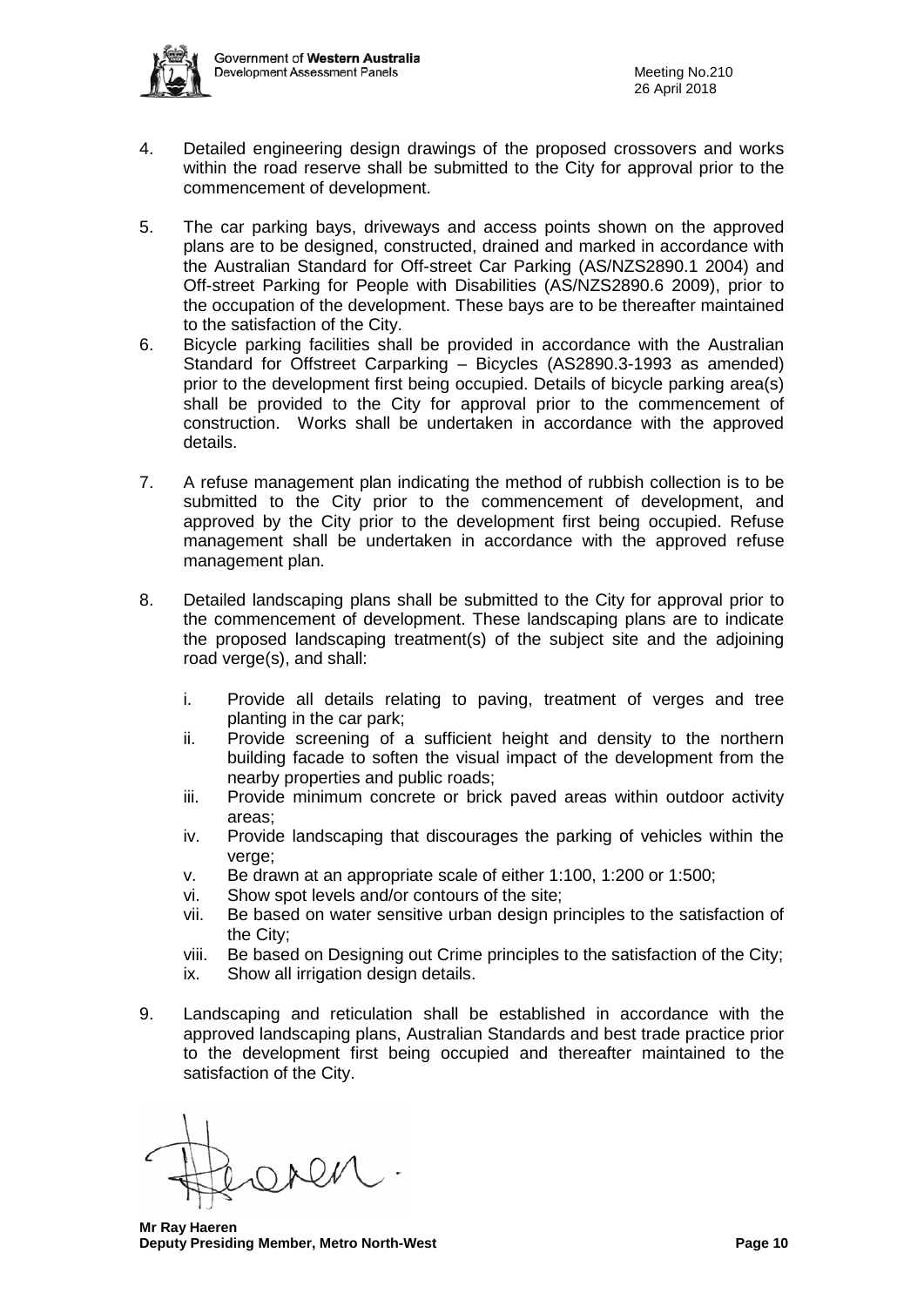4. Detailed engineering design drawings of the proposed crossovers and works within the road reserve shall be submitted to the City for approval prior to the commencement of development.

5. The car parking bays, driveways and access points shown on the approved plans are to be designed, constructed, drained and marked in accordance with the Australian Standard for Off-street Car Parking (AS/NZS2890.1 2004) and Off-street Parking for People with Disabilities (AS/NZS2890.6 2009), prior to the occupation of the development. These bays are to be thereafter maintained to the satisfaction of the City.

6. Bicycle parking facilities shall be provided in accordance with the Australian Standard for Offstreet Carparking – Bicycles (AS2890.3-1993 as amended) prior to the development first being occupied. Details of bicycle parking area(s) shall be provided to the City for approval prior to the commencement of construction. Works shall be undertaken in accordance with the approved details.

7. A refuse management plan indicating the method of rubbish collection is to be submitted to the City prior to the commencement of development, and approved by the City prior to the development first being occupied. Refuse management shall be undertaken in accordance with the approved refuse management plan.

8. Detailed landscaping plans shall be submitted to the City for approval prior to the commencement of development. These landscaping plans are to indicate the proposed landscaping treatment(s) of the subject site and the adjoining road verge(s), and shall:

   i. Provide all details relating to paving, treatment of verges and tree planting in the car park;
   ii. Provide screening of a sufficient height and density to the northern building facade to soften the visual impact of the development from the nearby properties and public roads;
   iii. Provide minimum concrete or brick paved areas within outdoor activity areas;
   iv. Provide landscaping that discourages the parking of vehicles within the verge;
   v. Be drawn at an appropriate scale of either 1:100, 1:200 or 1:500;
   vi. Show spot levels and/or contours of the site;
   vii. Be based on water sensitive urban design principles to the satisfaction of the City;
   viii. Be based on Designing out Crime principles to the satisfaction of the City;
   ix. Show all irrigation design details.

9. Landscaping and reticulation shall be established in accordance with the approved landscaping plans, Australian Standards and best trade practice prior to the development first being occupied and thereafter maintained to the satisfaction of the City.

**Mr Ray Haeren**
**Deputy Presiding Member, Metro North-West**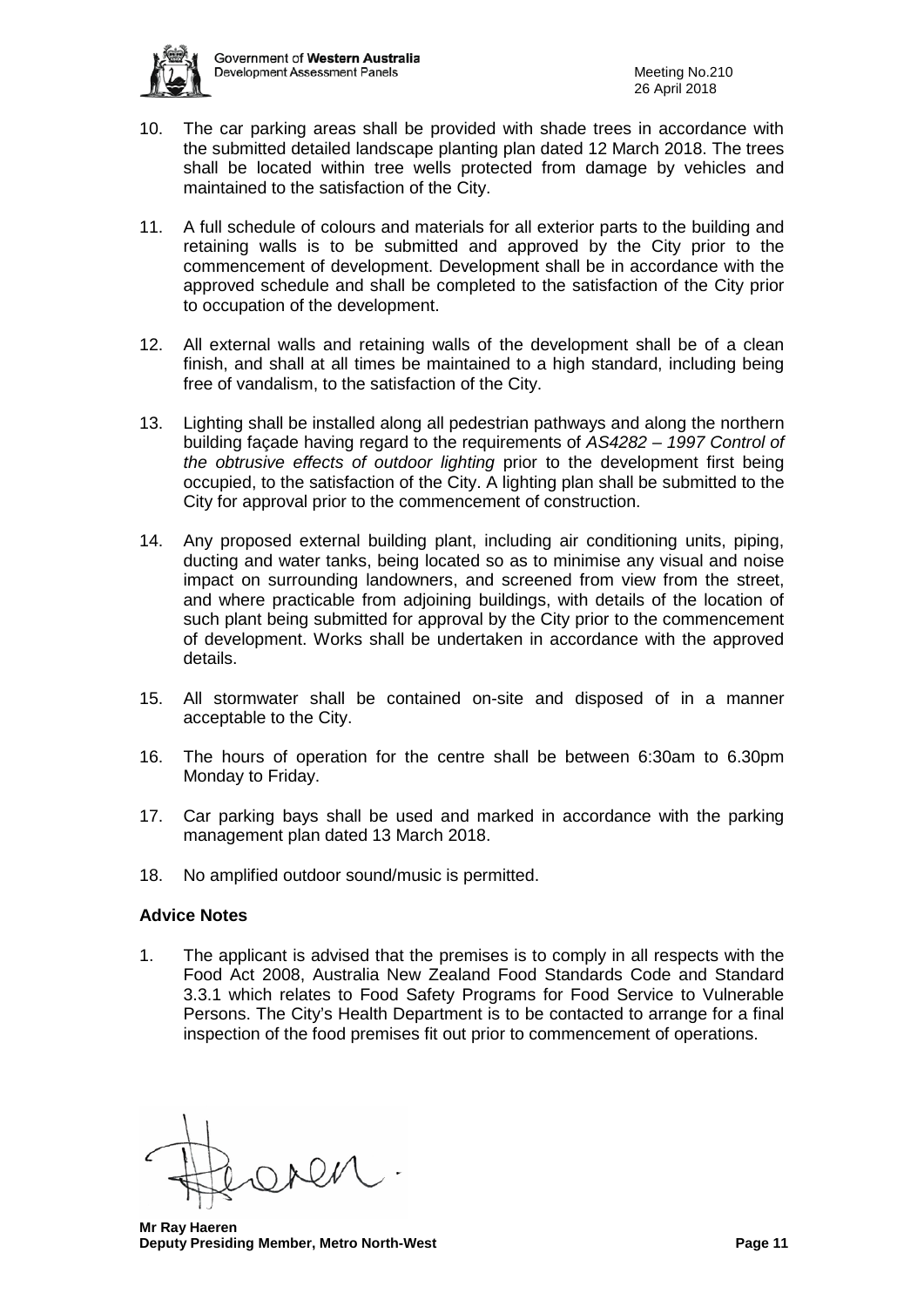10. The car parking areas shall be provided with shade trees in accordance with the submitted detailed landscape planting plan dated 12 March 2018. The trees shall be located within tree wells protected from damage by vehicles and maintained to the satisfaction of the City.

11. A full schedule of colours and materials for all exterior parts to the building and retaining walls is to be submitted and approved by the City prior to the commencement of development. Development shall be in accordance with the approved schedule and shall be completed to the satisfaction of the City prior to occupation of the development.

12. All external walls and retaining walls of the development shall be of a clean finish, and shall at all times be maintained to a high standard, including being free of vandalism, to the satisfaction of the City.

13. Lighting shall be installed along all pedestrian pathways and along the northern building façade having regard to the requirements of *AS4282 – 1997 Control of the obtrusive effects of outdoor lighting* prior to the development first being occupied, to the satisfaction of the City. A lighting plan shall be submitted to the City for approval prior to the commencement of construction.

14. Any proposed external building plant, including air conditioning units, piping, ducting and water tanks, being located so as to minimise any visual and noise impact on surrounding landowners, and screened from view from the street, and where practicable from adjoining buildings, with details of the location of such plant being submitted for approval by the City prior to the commencement of development. Works shall be undertaken in accordance with the approved details.

15. All stormwater shall be contained on-site and disposed of in a manner acceptable to the City.

16. The hours of operation for the centre shall be between 6:30am to 6.30pm Monday to Friday.

17. Car parking bays shall be used and marked in accordance with the parking management plan dated 13 March 2018.

18. No amplified outdoor sound/music is permitted.

**Advice Notes**

1. The applicant is advised that the premises is to comply in all respects with the Food Act 2008, Australia New Zealand Food Standards Code and Standard 3.3.1 which relates to Food Safety Programs for Food Service to Vulnerable Persons. The City's Health Department is to be contacted to arrange for a final inspection of the food premises fit out prior to commencement of operations.

**Mr Ray Haeren**
**Deputy Presiding Member, Metro North-West**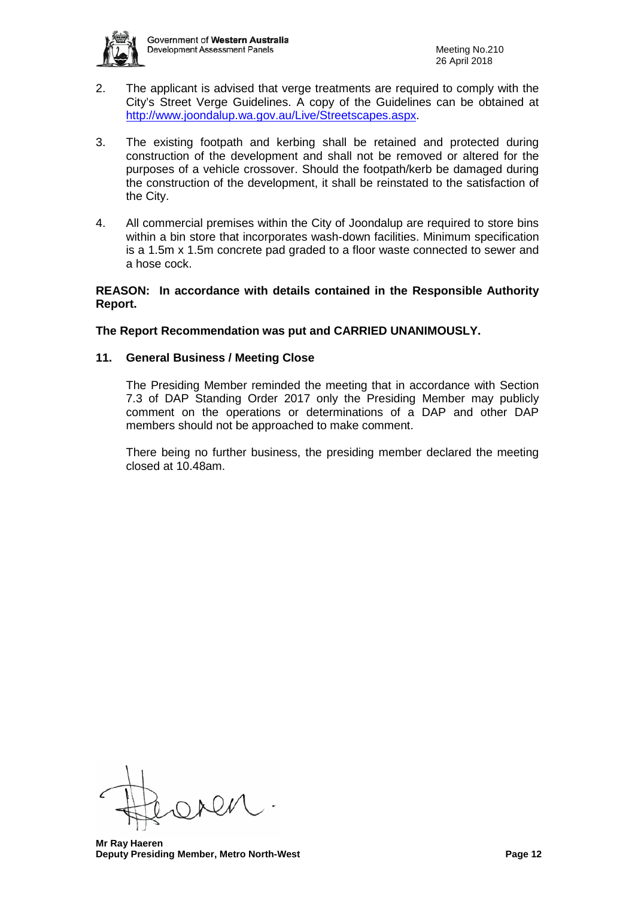2. The applicant is advised that verge treatments are required to comply with the City's Street Verge Guidelines. A copy of the Guidelines can be obtained at http://www.joondalup.wa.gov.au/Live/Streetscapes.aspx.

3. The existing footpath and kerbing shall be retained and protected during construction of the development and shall not be removed or altered for the purposes of a vehicle crossover. Should the footpath/kerb be damaged during the construction of the development, it shall be reinstated to the satisfaction of the City.

4. All commercial premises within the City of Joondalup are required to store bins within a bin store that incorporates wash-down facilities. Minimum specification is a 1.5m x 1.5m concrete pad graded to a floor waste connected to sewer and a hose cock.

**REASON: In accordance with details contained in the Responsible Authority Report.**

**The Report Recommendation was put and CARRIED UNANIMOUSLY.**

**11. General Business / Meeting Close**

The Presiding Member reminded the meeting that in accordance with Section 7.3 of DAP Standing Order 2017 only the Presiding Member may publicly comment on the operations or determinations of a DAP and other DAP members should not be approached to make comment.

There being no further business, the presiding member declared the meeting closed at 10.48am.

**Mr Ray Haeren**
**Deputy Presiding Member, Metro North-West**